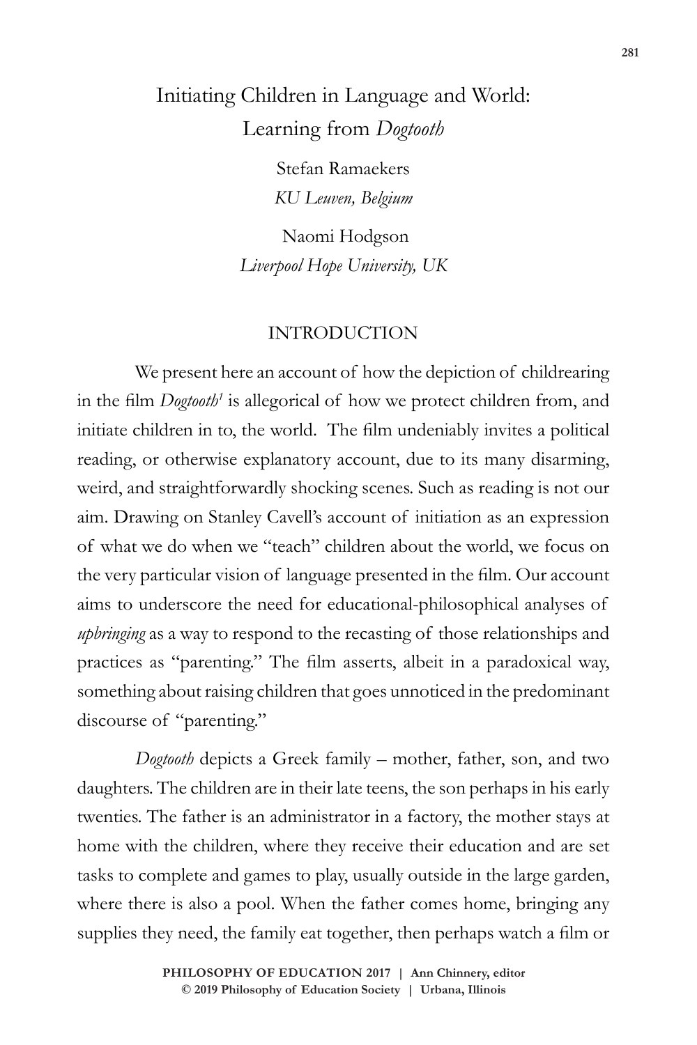# Initiating Children in Language and World: Learning from *Dogtooth*

Stefan Ramaekers
*KU Leuven, Belgium*

Naomi Hodgson
*Liverpool Hope University, UK*

## INTRODUCTION

We present here an account of how the depiction of childrearing in the film *Dogtooth*[1] is allegorical of how we protect children from, and initiate children in to, the world. The film undeniably invites a political reading, or otherwise explanatory account, due to its many disarming, weird, and straightforwardly shocking scenes. Such as reading is not our aim. Drawing on Stanley Cavell's account of initiation as an expression of what we do when we "teach" children about the world, we focus on the very particular vision of language presented in the film. Our account aims to underscore the need for educational-philosophical analyses of *upbringing* as a way to respond to the recasting of those relationships and practices as "parenting." The film asserts, albeit in a paradoxical way, something about raising children that goes unnoticed in the predominant discourse of "parenting."

*Dogtooth* depicts a Greek family – mother, father, son, and two daughters. The children are in their late teens, the son perhaps in his early twenties. The father is an administrator in a factory, the mother stays at home with the children, where they receive their education and are set tasks to complete and games to play, usually outside in the large garden, where there is also a pool. When the father comes home, bringing any supplies they need, the family eat together, then perhaps watch a film or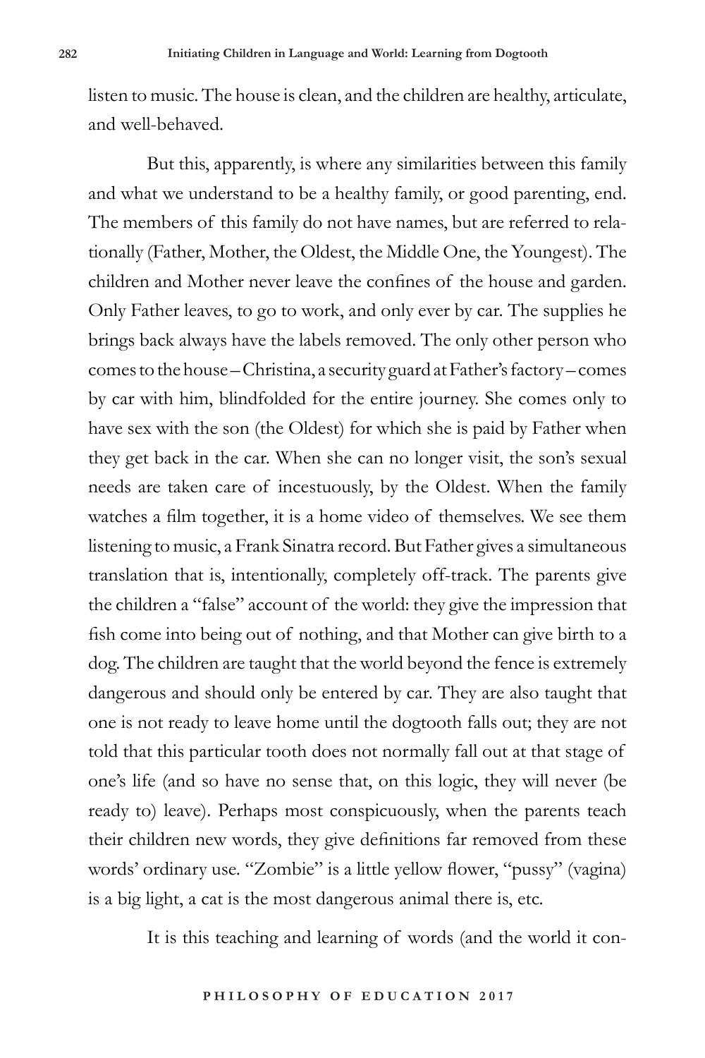listen to music. The house is clean, and the children are healthy, articulate, and well-behaved.

But this, apparently, is where any similarities between this family and what we understand to be a healthy family, or good parenting, end. The members of this family do not have names, but are referred to relationally (Father, Mother, the Oldest, the Middle One, the Youngest). The children and Mother never leave the confines of the house and garden. Only Father leaves, to go to work, and only ever by car. The supplies he brings back always have the labels removed. The only other person who comes to the house – Christina, a security guard at Father's factory – comes by car with him, blindfolded for the entire journey. She comes only to have sex with the son (the Oldest) for which she is paid by Father when they get back in the car. When she can no longer visit, the son's sexual needs are taken care of incestuously, by the Oldest. When the family watches a film together, it is a home video of themselves. We see them listening to music, a Frank Sinatra record. But Father gives a simultaneous translation that is, intentionally, completely off-track. The parents give the children a "false" account of the world: they give the impression that fish come into being out of nothing, and that Mother can give birth to a dog. The children are taught that the world beyond the fence is extremely dangerous and should only be entered by car. They are also taught that one is not ready to leave home until the dogtooth falls out; they are not told that this particular tooth does not normally fall out at that stage of one's life (and so have no sense that, on this logic, they will never (be ready to) leave). Perhaps most conspicuously, when the parents teach their children new words, they give definitions far removed from these words' ordinary use. "Zombie" is a little yellow flower, "pussy" (vagina) is a big light, a cat is the most dangerous animal there is, etc.

It is this teaching and learning of words (and the world it con-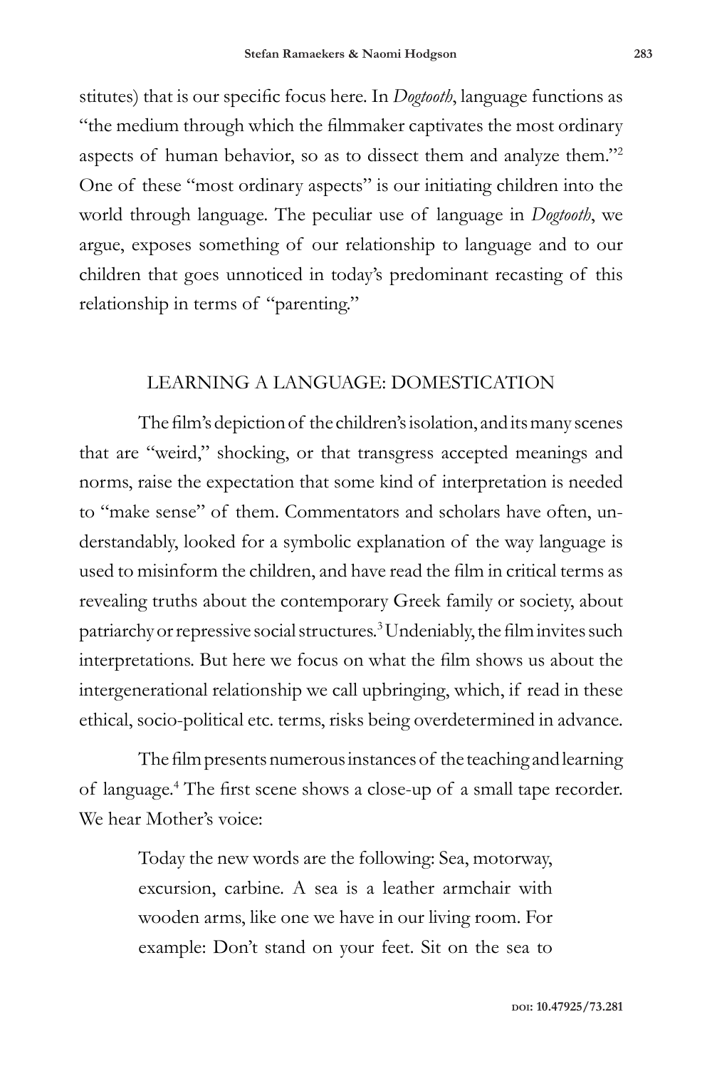stitutes) that is our specific focus here. In *Dogtooth*, language functions as "the medium through which the filmmaker captivates the most ordinary aspects of human behavior, so as to dissect them and analyze them."[2] One of these "most ordinary aspects" is our initiating children into the world through language. The peculiar use of language in *Dogtooth*, we argue, exposes something of our relationship to language and to our children that goes unnoticed in today's predominant recasting of this relationship in terms of "parenting."

## LEARNING A LANGUAGE: DOMESTICATION

The film's depiction of the children's isolation, and its many scenes that are "weird," shocking, or that transgress accepted meanings and norms, raise the expectation that some kind of interpretation is needed to "make sense" of them. Commentators and scholars have often, understandably, looked for a symbolic explanation of the way language is used to misinform the children, and have read the film in critical terms as revealing truths about the contemporary Greek family or society, about patriarchy or repressive social structures.[3] Undeniably, the film invites such interpretations. But here we focus on what the film shows us about the intergenerational relationship we call upbringing, which, if read in these ethical, socio-political etc. terms, risks being overdetermined in advance.

The film presents numerous instances of the teaching and learning of language.[4] The first scene shows a close-up of a small tape recorder. We hear Mother's voice:

> Today the new words are the following: Sea, motorway, excursion, carbine. A sea is a leather armchair with wooden arms, like one we have in our living room. For example: Don't stand on your feet. Sit on the sea to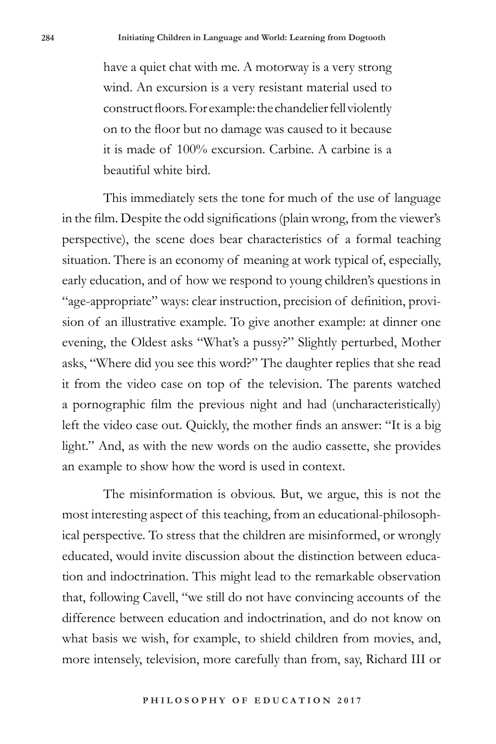> have a quiet chat with me. A motorway is a very strong wind. An excursion is a very resistant material used to construct floors. For example: the chandelier fell violently on to the floor but no damage was caused to it because it is made of 100% excursion. Carbine. A carbine is a beautiful white bird.

This immediately sets the tone for much of the use of language in the film. Despite the odd significations (plain wrong, from the viewer's perspective), the scene does bear characteristics of a formal teaching situation. There is an economy of meaning at work typical of, especially, early education, and of how we respond to young children's questions in "age-appropriate" ways: clear instruction, precision of definition, provision of an illustrative example. To give another example: at dinner one evening, the Oldest asks "What's a pussy?" Slightly perturbed, Mother asks, "Where did you see this word?" The daughter replies that she read it from the video case on top of the television. The parents watched a pornographic film the previous night and had (uncharacteristically) left the video case out. Quickly, the mother finds an answer: "It is a big light." And, as with the new words on the audio cassette, she provides an example to show how the word is used in context.

The misinformation is obvious. But, we argue, this is not the most interesting aspect of this teaching, from an educational-philosophical perspective. To stress that the children are misinformed, or wrongly educated, would invite discussion about the distinction between education and indoctrination. This might lead to the remarkable observation that, following Cavell, "we still do not have convincing accounts of the difference between education and indoctrination, and do not know on what basis we wish, for example, to shield children from movies, and, more intensely, television, more carefully than from, say, Richard III or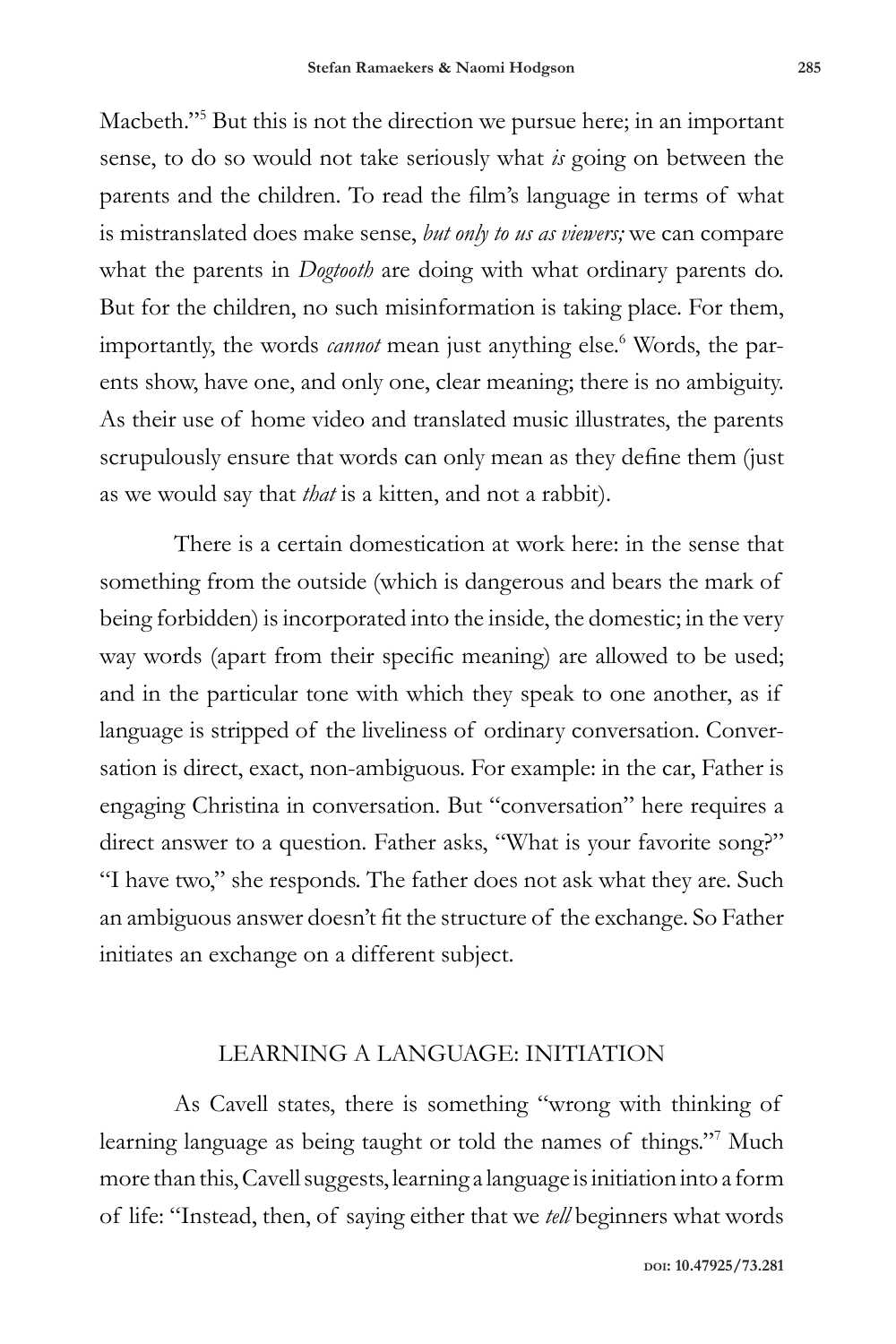Macbeth."[5] But this is not the direction we pursue here; in an important sense, to do so would not take seriously what *is* going on between the parents and the children. To read the film's language in terms of what is mistranslated does make sense, *but only to us as viewers;* we can compare what the parents in *Dogtooth* are doing with what ordinary parents do. But for the children, no such misinformation is taking place. For them, importantly, the words *cannot* mean just anything else.[6] Words, the parents show, have one, and only one, clear meaning; there is no ambiguity. As their use of home video and translated music illustrates, the parents scrupulously ensure that words can only mean as they define them (just as we would say that *that* is a kitten, and not a rabbit).

There is a certain domestication at work here: in the sense that something from the outside (which is dangerous and bears the mark of being forbidden) is incorporated into the inside, the domestic; in the very way words (apart from their specific meaning) are allowed to be used; and in the particular tone with which they speak to one another, as if language is stripped of the liveliness of ordinary conversation. Conversation is direct, exact, non-ambiguous. For example: in the car, Father is engaging Christina in conversation. But "conversation" here requires a direct answer to a question. Father asks, "What is your favorite song?" "I have two," she responds. The father does not ask what they are. Such an ambiguous answer doesn't fit the structure of the exchange. So Father initiates an exchange on a different subject.

## LEARNING A LANGUAGE: INITIATION

As Cavell states, there is something "wrong with thinking of learning language as being taught or told the names of things."[7] Much more than this, Cavell suggests, learning a language is initiation into a form of life: "Instead, then, of saying either that we *tell* beginners what words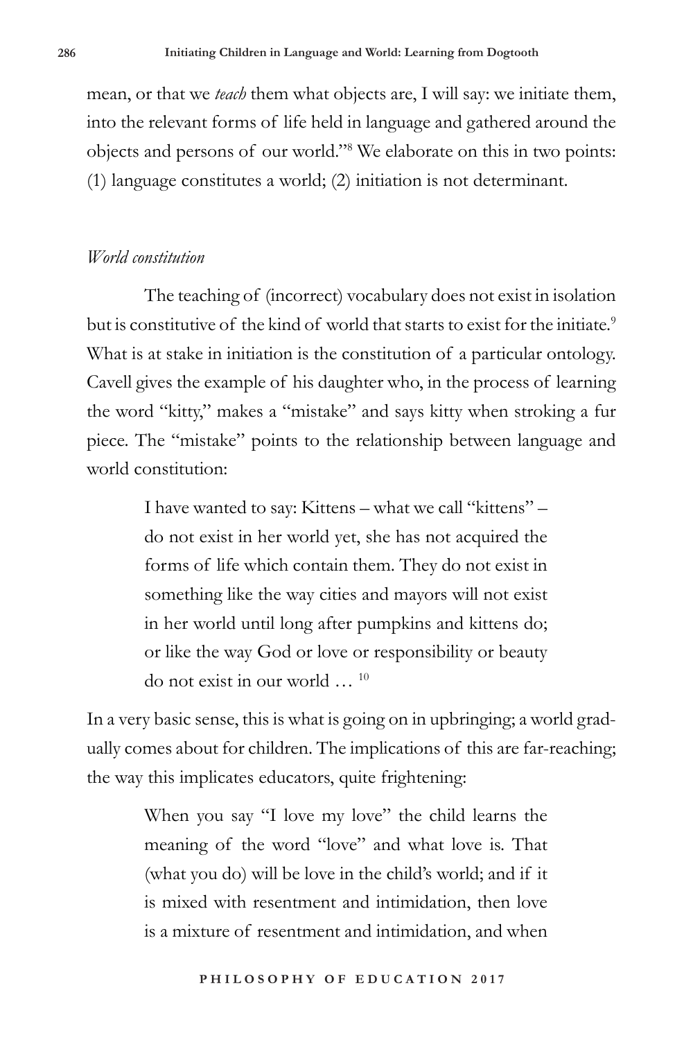mean, or that we *teach* them what objects are, I will say: we initiate them, into the relevant forms of life held in language and gathered around the objects and persons of our world."[8] We elaborate on this in two points: (1) language constitutes a world; (2) initiation is not determinant.

*World constitution*

The teaching of (incorrect) vocabulary does not exist in isolation but is constitutive of the kind of world that starts to exist for the initiate.[9] What is at stake in initiation is the constitution of a particular ontology. Cavell gives the example of his daughter who, in the process of learning the word "kitty," makes a "mistake" and says kitty when stroking a fur piece. The "mistake" points to the relationship between language and world constitution:

> I have wanted to say: Kittens – what we call "kittens" – do not exist in her world yet, she has not acquired the forms of life which contain them. They do not exist in something like the way cities and mayors will not exist in her world until long after pumpkins and kittens do; or like the way God or love or responsibility or beauty do not exist in our world … [10]

In a very basic sense, this is what is going on in upbringing; a world gradually comes about for children. The implications of this are far-reaching; the way this implicates educators, quite frightening:

> When you say "I love my love" the child learns the meaning of the word "love" and what love is. That (what you do) will be love in the child's world; and if it is mixed with resentment and intimidation, then love is a mixture of resentment and intimidation, and when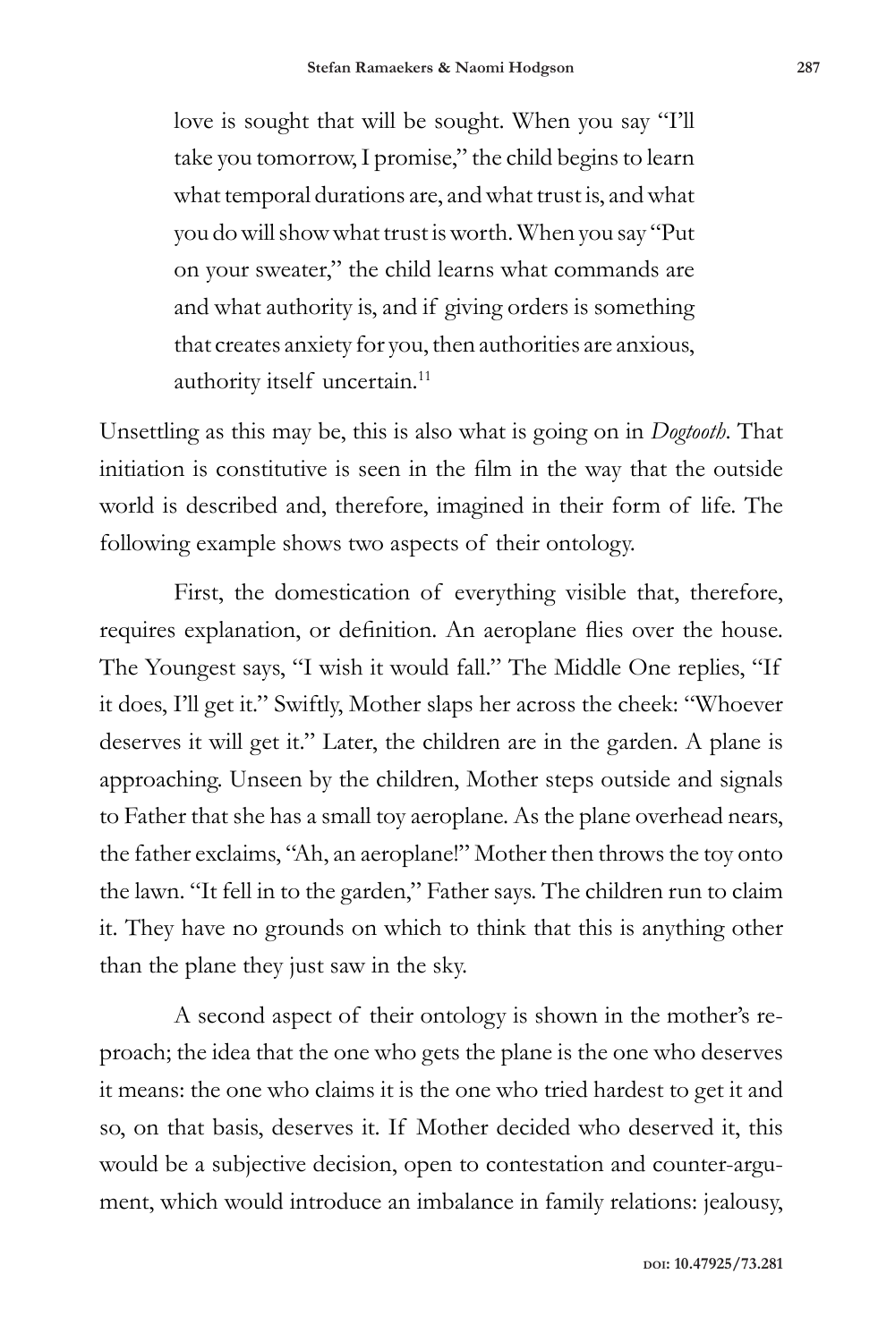> love is sought that will be sought. When you say "I'll take you tomorrow, I promise," the child begins to learn what temporal durations are, and what trust is, and what you do will show what trust is worth. When you say "Put on your sweater," the child learns what commands are and what authority is, and if giving orders is something that creates anxiety for you, then authorities are anxious, authority itself uncertain.[11]

Unsettling as this may be, this is also what is going on in *Dogtooth*. That initiation is constitutive is seen in the film in the way that the outside world is described and, therefore, imagined in their form of life. The following example shows two aspects of their ontology.

First, the domestication of everything visible that, therefore, requires explanation, or definition. An aeroplane flies over the house. The Youngest says, "I wish it would fall." The Middle One replies, "If it does, I'll get it." Swiftly, Mother slaps her across the cheek: "Whoever deserves it will get it." Later, the children are in the garden. A plane is approaching. Unseen by the children, Mother steps outside and signals to Father that she has a small toy aeroplane. As the plane overhead nears, the father exclaims, "Ah, an aeroplane!" Mother then throws the toy onto the lawn. "It fell in to the garden," Father says. The children run to claim it. They have no grounds on which to think that this is anything other than the plane they just saw in the sky.

A second aspect of their ontology is shown in the mother's reproach; the idea that the one who gets the plane is the one who deserves it means: the one who claims it is the one who tried hardest to get it and so, on that basis, deserves it. If Mother decided who deserved it, this would be a subjective decision, open to contestation and counter-argument, which would introduce an imbalance in family relations: jealousy,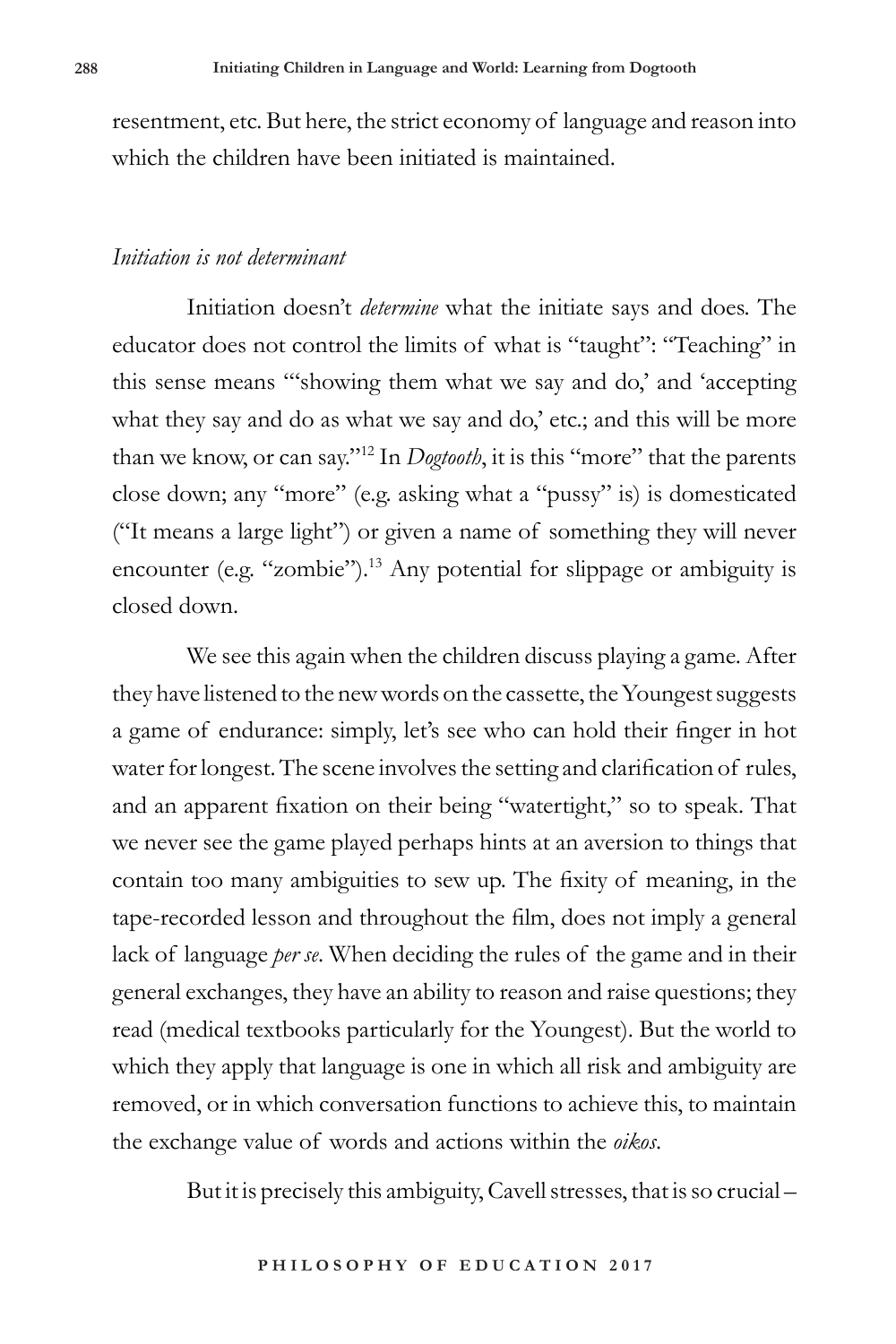resentment, etc. But here, the strict economy of language and reason into which the children have been initiated is maintained.

*Initiation is not determinant*

Initiation doesn't *determine* what the initiate says and does. The educator does not control the limits of what is "taught": "Teaching" in this sense means "'showing them what we say and do,' and 'accepting what they say and do as what we say and do,' etc.; and this will be more than we know, or can say."[12] In *Dogtooth*, it is this "more" that the parents close down; any "more" (e.g. asking what a "pussy" is) is domesticated ("It means a large light") or given a name of something they will never encounter (e.g. "zombie").[13] Any potential for slippage or ambiguity is closed down.

We see this again when the children discuss playing a game. After they have listened to the new words on the cassette, the Youngest suggests a game of endurance: simply, let's see who can hold their finger in hot water for longest. The scene involves the setting and clarification of rules, and an apparent fixation on their being "watertight," so to speak. That we never see the game played perhaps hints at an aversion to things that contain too many ambiguities to sew up. The fixity of meaning, in the tape-recorded lesson and throughout the film, does not imply a general lack of language *per se*. When deciding the rules of the game and in their general exchanges, they have an ability to reason and raise questions; they read (medical textbooks particularly for the Youngest). But the world to which they apply that language is one in which all risk and ambiguity are removed, or in which conversation functions to achieve this, to maintain the exchange value of words and actions within the *oikos*.

But it is precisely this ambiguity, Cavell stresses, that is so crucial –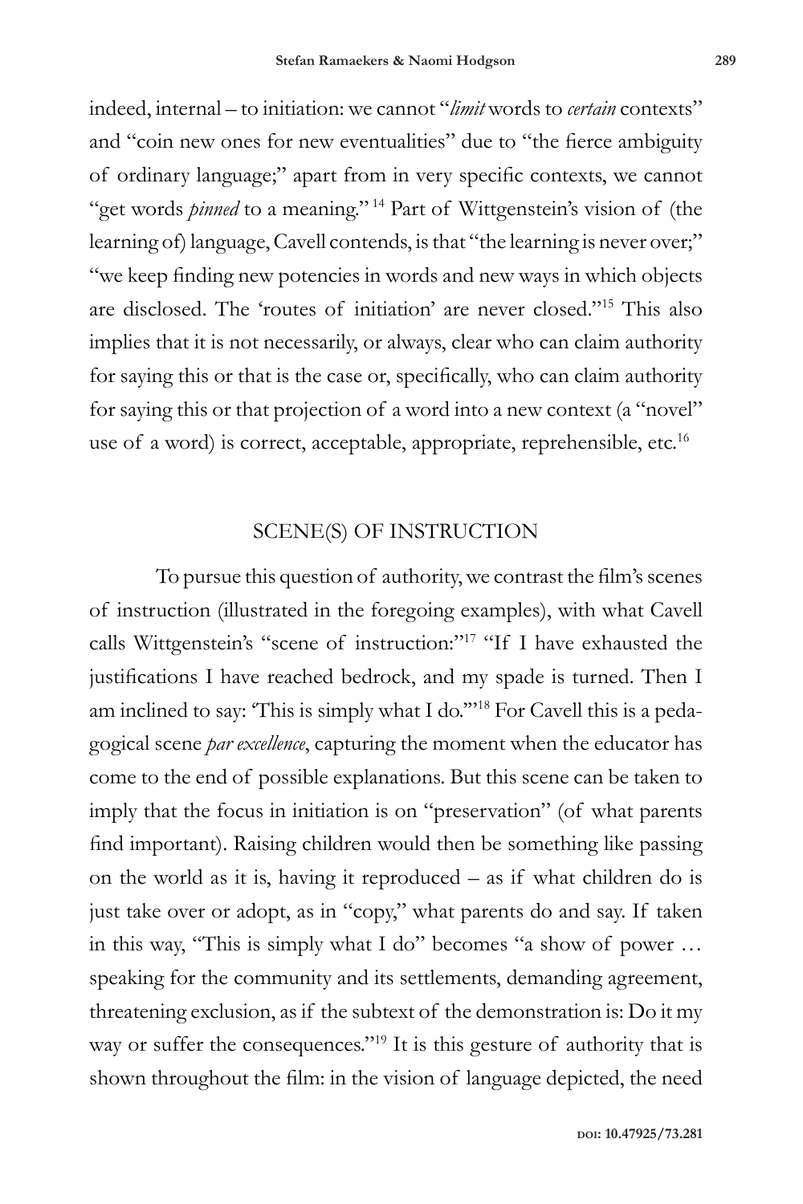indeed, internal – to initiation: we cannot "*limit* words to *certain* contexts" and "coin new ones for new eventualities" due to "the fierce ambiguity of ordinary language;" apart from in very specific contexts, we cannot "get words *pinned* to a meaning." [14] Part of Wittgenstein's vision of (the learning of) language, Cavell contends, is that "the learning is never over;" "we keep finding new potencies in words and new ways in which objects are disclosed. The 'routes of initiation' are never closed."[15] This also implies that it is not necessarily, or always, clear who can claim authority for saying this or that is the case or, specifically, who can claim authority for saying this or that projection of a word into a new context (a "novel" use of a word) is correct, acceptable, appropriate, reprehensible, etc.[16]

## SCENE(S) OF INSTRUCTION

To pursue this question of authority, we contrast the film's scenes of instruction (illustrated in the foregoing examples), with what Cavell calls Wittgenstein's "scene of instruction:"[17] "If I have exhausted the justifications I have reached bedrock, and my spade is turned. Then I am inclined to say: 'This is simply what I do.'"[18] For Cavell this is a pedagogical scene *par excellence*, capturing the moment when the educator has come to the end of possible explanations. But this scene can be taken to imply that the focus in initiation is on "preservation" (of what parents find important). Raising children would then be something like passing on the world as it is, having it reproduced – as if what children do is just take over or adopt, as in "copy," what parents do and say. If taken in this way, "This is simply what I do" becomes "a show of power … speaking for the community and its settlements, demanding agreement, threatening exclusion, as if the subtext of the demonstration is: Do it my way or suffer the consequences."[19] It is this gesture of authority that is shown throughout the film: in the vision of language depicted, the need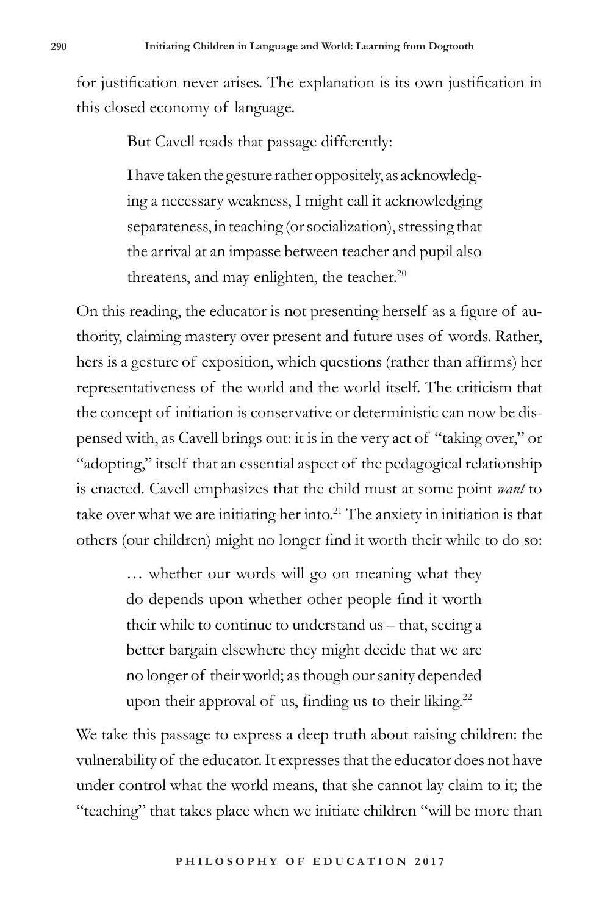for justification never arises. The explanation is its own justification in this closed economy of language.

But Cavell reads that passage differently:

> I have taken the gesture rather oppositely, as acknowledging a necessary weakness, I might call it acknowledging separateness, in teaching (or socialization), stressing that the arrival at an impasse between teacher and pupil also threatens, and may enlighten, the teacher.[20]

On this reading, the educator is not presenting herself as a figure of authority, claiming mastery over present and future uses of words. Rather, hers is a gesture of exposition, which questions (rather than affirms) her representativeness of the world and the world itself. The criticism that the concept of initiation is conservative or deterministic can now be dispensed with, as Cavell brings out: it is in the very act of "taking over," or "adopting," itself that an essential aspect of the pedagogical relationship is enacted. Cavell emphasizes that the child must at some point *want* to take over what we are initiating her into.[21] The anxiety in initiation is that others (our children) might no longer find it worth their while to do so:

> … whether our words will go on meaning what they do depends upon whether other people find it worth their while to continue to understand us – that, seeing a better bargain elsewhere they might decide that we are no longer of their world; as though our sanity depended upon their approval of us, finding us to their liking.[22]

We take this passage to express a deep truth about raising children: the vulnerability of the educator. It expresses that the educator does not have under control what the world means, that she cannot lay claim to it; the "teaching" that takes place when we initiate children "will be more than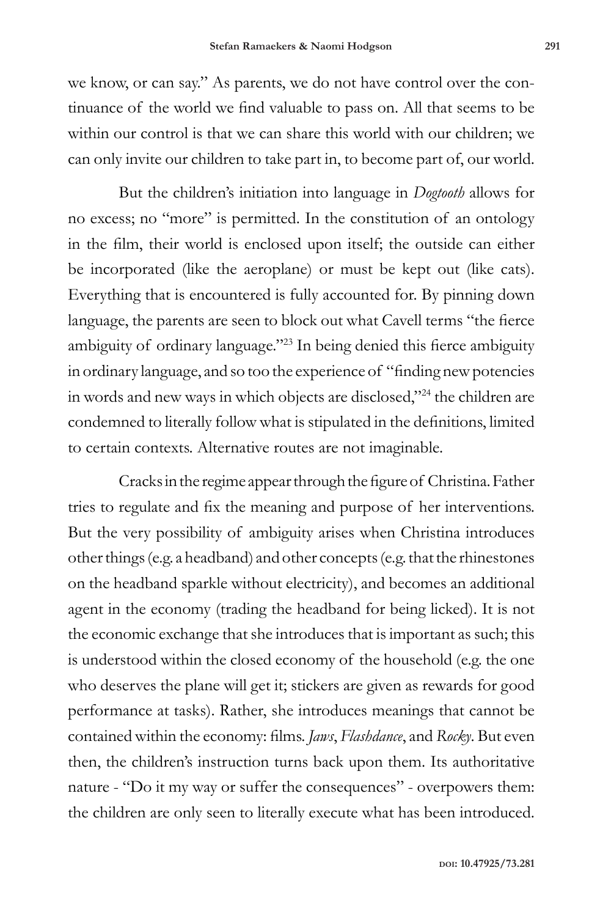we know, or can say." As parents, we do not have control over the continuance of the world we find valuable to pass on. All that seems to be within our control is that we can share this world with our children; we can only invite our children to take part in, to become part of, our world.

But the children's initiation into language in *Dogtooth* allows for no excess; no "more" is permitted. In the constitution of an ontology in the film, their world is enclosed upon itself; the outside can either be incorporated (like the aeroplane) or must be kept out (like cats). Everything that is encountered is fully accounted for. By pinning down language, the parents are seen to block out what Cavell terms "the fierce ambiguity of ordinary language."[23] In being denied this fierce ambiguity in ordinary language, and so too the experience of "finding new potencies in words and new ways in which objects are disclosed,"[24] the children are condemned to literally follow what is stipulated in the definitions, limited to certain contexts. Alternative routes are not imaginable.

Cracks in the regime appear through the figure of Christina. Father tries to regulate and fix the meaning and purpose of her interventions. But the very possibility of ambiguity arises when Christina introduces other things (e.g. a headband) and other concepts (e.g. that the rhinestones on the headband sparkle without electricity), and becomes an additional agent in the economy (trading the headband for being licked). It is not the economic exchange that she introduces that is important as such; this is understood within the closed economy of the household (e.g. the one who deserves the plane will get it; stickers are given as rewards for good performance at tasks). Rather, she introduces meanings that cannot be contained within the economy: films. *Jaws*, *Flashdance*, and *Rocky*. But even then, the children's instruction turns back upon them. Its authoritative nature - "Do it my way or suffer the consequences" - overpowers them: the children are only seen to literally execute what has been introduced.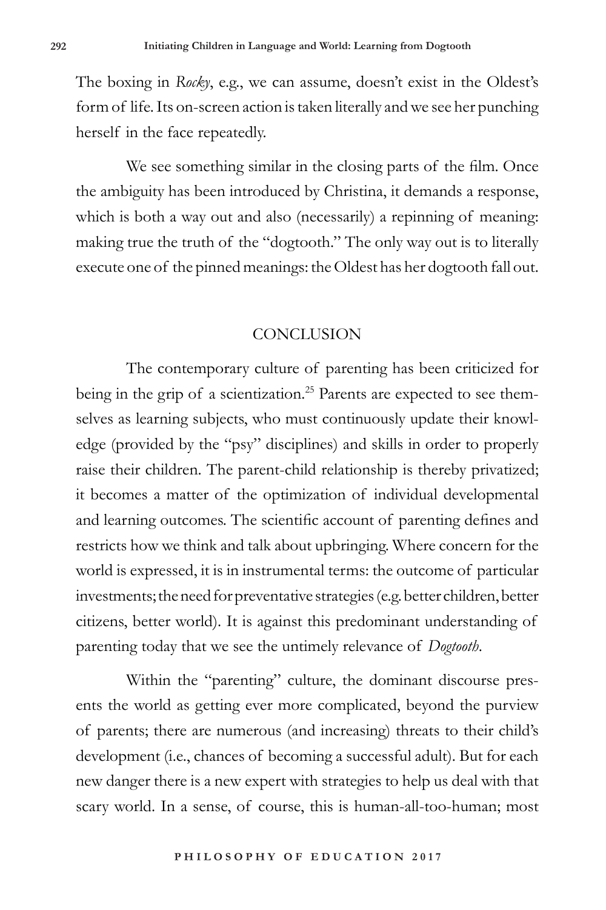The boxing in *Rocky*, e.g., we can assume, doesn't exist in the Oldest's form of life. Its on-screen action is taken literally and we see her punching herself in the face repeatedly.

We see something similar in the closing parts of the film. Once the ambiguity has been introduced by Christina, it demands a response, which is both a way out and also (necessarily) a repinning of meaning: making true the truth of the "dogtooth." The only way out is to literally execute one of the pinned meanings: the Oldest has her dogtooth fall out.

## CONCLUSION

The contemporary culture of parenting has been criticized for being in the grip of a scientization.[25] Parents are expected to see themselves as learning subjects, who must continuously update their knowledge (provided by the "psy" disciplines) and skills in order to properly raise their children. The parent-child relationship is thereby privatized; it becomes a matter of the optimization of individual developmental and learning outcomes. The scientific account of parenting defines and restricts how we think and talk about upbringing. Where concern for the world is expressed, it is in instrumental terms: the outcome of particular investments; the need for preventative strategies (e.g. better children, better citizens, better world). It is against this predominant understanding of parenting today that we see the untimely relevance of *Dogtooth*.

Within the "parenting" culture, the dominant discourse presents the world as getting ever more complicated, beyond the purview of parents; there are numerous (and increasing) threats to their child's development (i.e., chances of becoming a successful adult). But for each new danger there is a new expert with strategies to help us deal with that scary world. In a sense, of course, this is human-all-too-human; most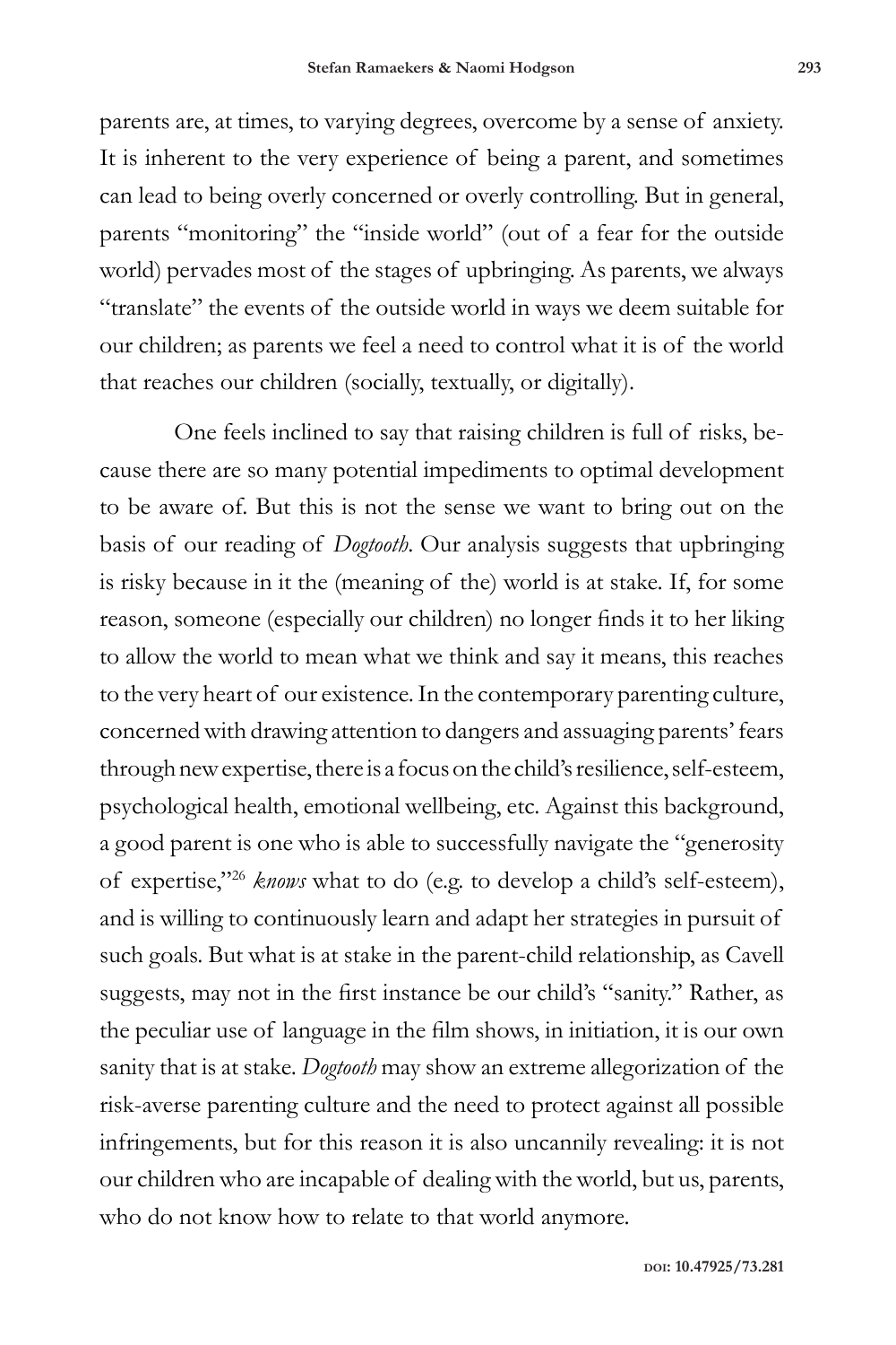parents are, at times, to varying degrees, overcome by a sense of anxiety. It is inherent to the very experience of being a parent, and sometimes can lead to being overly concerned or overly controlling. But in general, parents "monitoring" the "inside world" (out of a fear for the outside world) pervades most of the stages of upbringing. As parents, we always "translate" the events of the outside world in ways we deem suitable for our children; as parents we feel a need to control what it is of the world that reaches our children (socially, textually, or digitally).

One feels inclined to say that raising children is full of risks, because there are so many potential impediments to optimal development to be aware of. But this is not the sense we want to bring out on the basis of our reading of *Dogtooth*. Our analysis suggests that upbringing is risky because in it the (meaning of the) world is at stake. If, for some reason, someone (especially our children) no longer finds it to her liking to allow the world to mean what we think and say it means, this reaches to the very heart of our existence. In the contemporary parenting culture, concerned with drawing attention to dangers and assuaging parents' fears through new expertise, there is a focus on the child's resilience, self-esteem, psychological health, emotional wellbeing, etc. Against this background, a good parent is one who is able to successfully navigate the "generosity of expertise,"[26] *knows* what to do (e.g. to develop a child's self-esteem), and is willing to continuously learn and adapt her strategies in pursuit of such goals. But what is at stake in the parent-child relationship, as Cavell suggests, may not in the first instance be our child's "sanity." Rather, as the peculiar use of language in the film shows, in initiation, it is our own sanity that is at stake. *Dogtooth* may show an extreme allegorization of the risk-averse parenting culture and the need to protect against all possible infringements, but for this reason it is also uncannily revealing: it is not our children who are incapable of dealing with the world, but us, parents, who do not know how to relate to that world anymore.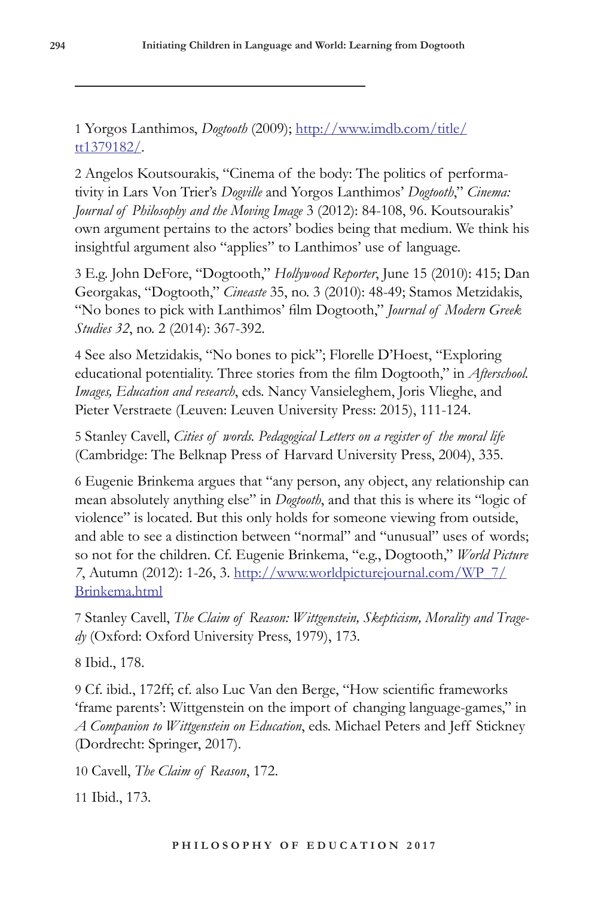---

1 Yorgos Lanthimos, *Dogtooth* (2009); http://www.imdb.com/title/tt1379182/.

2 Angelos Koutsourakis, "Cinema of the body: The politics of performativity in Lars Von Trier's *Dogville* and Yorgos Lanthimos' *Dogtooth*," *Cinema: Journal of Philosophy and the Moving Image* 3 (2012): 84-108, 96. Koutsourakis' own argument pertains to the actors' bodies being that medium. We think his insightful argument also "applies" to Lanthimos' use of language.

3 E.g. John DeFore, "Dogtooth," *Hollywood Reporter*, June 15 (2010): 415; Dan Georgakas, "Dogtooth," *Cineaste* 35, no. 3 (2010): 48-49; Stamos Metzidakis, "No bones to pick with Lanthimos' film Dogtooth," *Journal of Modern Greek Studies 32*, no. 2 (2014): 367-392.

4 See also Metzidakis, "No bones to pick"; Florelle D'Hoest, "Exploring educational potentiality. Three stories from the film Dogtooth," in *Afterschool. Images, Education and research*, eds. Nancy Vansieleghem, Joris Vlieghe, and Pieter Verstraete (Leuven: Leuven University Press: 2015), 111-124.

5 Stanley Cavell, *Cities of words. Pedagogical Letters on a register of the moral life* (Cambridge: The Belknap Press of Harvard University Press, 2004), 335.

6 Eugenie Brinkema argues that "any person, any object, any relationship can mean absolutely anything else" in *Dogtooth*, and that this is where its "logic of violence" is located. But this only holds for someone viewing from outside, and able to see a distinction between "normal" and "unusual" uses of words; so not for the children. Cf. Eugenie Brinkema, "e.g., Dogtooth," *World Picture 7*, Autumn (2012): 1-26, 3. http://www.worldpicturejournal.com/WP_7/Brinkema.html

7 Stanley Cavell, *The Claim of Reason: Wittgenstein, Skepticism, Morality and Tragedy* (Oxford: Oxford University Press, 1979), 173.

8 Ibid., 178.

9 Cf. ibid., 172ff; cf. also Luc Van den Berge, "How scientific frameworks 'frame parents': Wittgenstein on the import of changing language-games," in *A Companion to Wittgenstein on Education*, eds. Michael Peters and Jeff Stickney (Dordrecht: Springer, 2017).

10 Cavell, *The Claim of Reason*, 172.

11 Ibid., 173.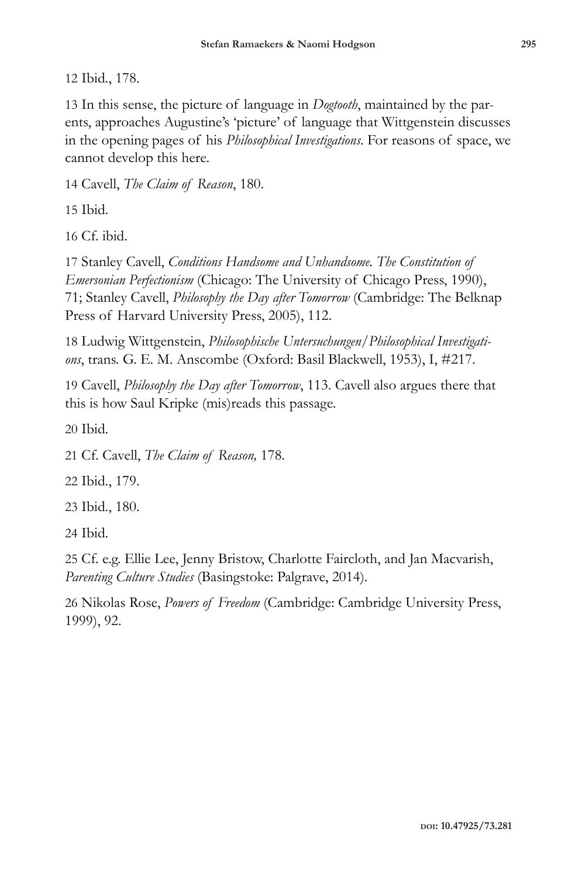12 Ibid., 178.

13 In this sense, the picture of language in *Dogtooth*, maintained by the parents, approaches Augustine's 'picture' of language that Wittgenstein discusses in the opening pages of his *Philosophical Investigations*. For reasons of space, we cannot develop this here.

14 Cavell, *The Claim of Reason*, 180.

15 Ibid.

16 Cf. ibid.

17 Stanley Cavell, *Conditions Handsome and Unhandsome. The Constitution of Emersonian Perfectionism* (Chicago: The University of Chicago Press, 1990), 71; Stanley Cavell, *Philosophy the Day after Tomorrow* (Cambridge: The Belknap Press of Harvard University Press, 2005), 112.

18 Ludwig Wittgenstein, *Philosophische Untersuchungen/Philosophical Investigations*, trans. G. E. M. Anscombe (Oxford: Basil Blackwell, 1953), I, #217.

19 Cavell, *Philosophy the Day after Tomorrow*, 113. Cavell also argues there that this is how Saul Kripke (mis)reads this passage.

20 Ibid.

21 Cf. Cavell, *The Claim of Reason,* 178.

22 Ibid., 179.

23 Ibid., 180.

24 Ibid.

25 Cf. e.g. Ellie Lee, Jenny Bristow, Charlotte Faircloth, and Jan Macvarish, *Parenting Culture Studies* (Basingstoke: Palgrave, 2014).

26 Nikolas Rose, *Powers of Freedom* (Cambridge: Cambridge University Press, 1999), 92.